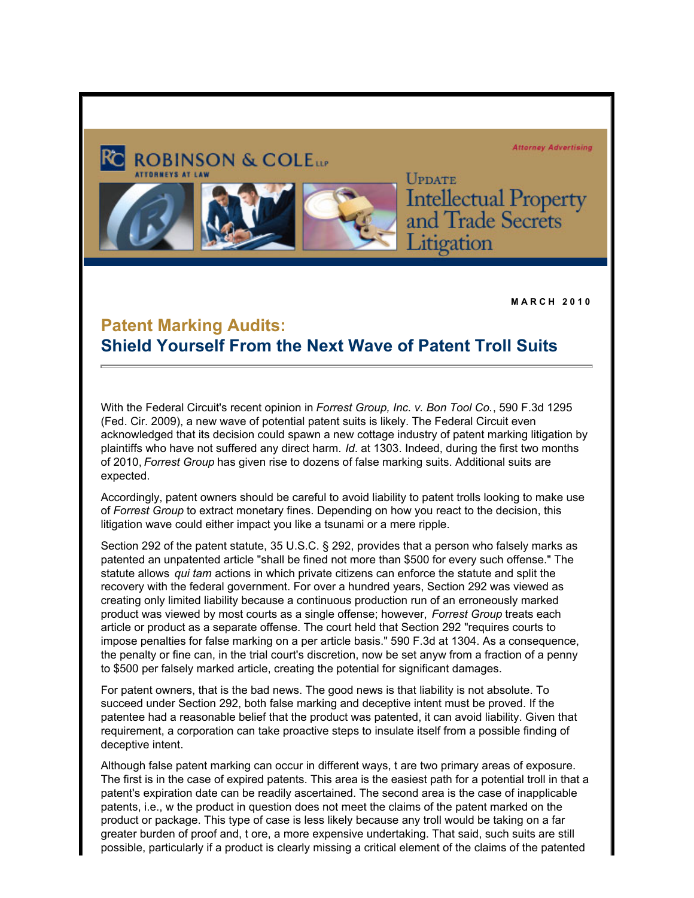ROBINSON & COLE LLP
ATTORNEYS AT LAW

Attorney Advertising

UPDATE
Intellectual Property and Trade Secrets Litigation

**MARCH 2010**

## Patent Marking Audits:
## Shield Yourself From the Next Wave of Patent Troll Suits

With the Federal Circuit's recent opinion in *Forrest Group, Inc. v. Bon Tool Co.*, 590 F.3d 1295 (Fed. Cir. 2009), a new wave of potential patent suits is likely. The Federal Circuit even acknowledged that its decision could spawn a new cottage industry of patent marking litigation by plaintiffs who have not suffered any direct harm. *Id.* at 1303. Indeed, during the first two months of 2010, *Forrest Group* has given rise to dozens of false marking suits. Additional suits are expected.

Accordingly, patent owners should be careful to avoid liability to patent trolls looking to make use of *Forrest Group* to extract monetary fines. Depending on how you react to the decision, this litigation wave could either impact you like a tsunami or a mere ripple.

Section 292 of the patent statute, 35 U.S.C. § 292, provides that a person who falsely marks as patented an unpatented article "shall be fined not more than $500 for every such offense." The statute allows *qui tam* actions in which private citizens can enforce the statute and split the recovery with the federal government. For over a hundred years, Section 292 was viewed as creating only limited liability because a continuous production run of an erroneously marked product was viewed by most courts as a single offense; however, *Forrest Group* treats each article or product as a separate offense. The court held that Section 292 "requires courts to impose penalties for false marking on a per article basis." 590 F.3d at 1304. As a consequence, the penalty or fine can, in the trial court's discretion, now be set anyw from a fraction of a penny to $500 per falsely marked article, creating the potential for significant damages.

For patent owners, that is the bad news. The good news is that liability is not absolute. To succeed under Section 292, both false marking and deceptive intent must be proved. If the patentee had a reasonable belief that the product was patented, it can avoid liability. Given that requirement, a corporation can take proactive steps to insulate itself from a possible finding of deceptive intent.

Although false patent marking can occur in different ways, t are two primary areas of exposure. The first is in the case of expired patents. This area is the easiest path for a potential troll in that a patent's expiration date can be readily ascertained. The second area is the case of inapplicable patents, i.e., w the product in question does not meet the claims of the patent marked on the product or package. This type of case is less likely because any troll would be taking on a far greater burden of proof and, t ore, a more expensive undertaking. That said, such suits are still possible, particularly if a product is clearly missing a critical element of the claims of the patented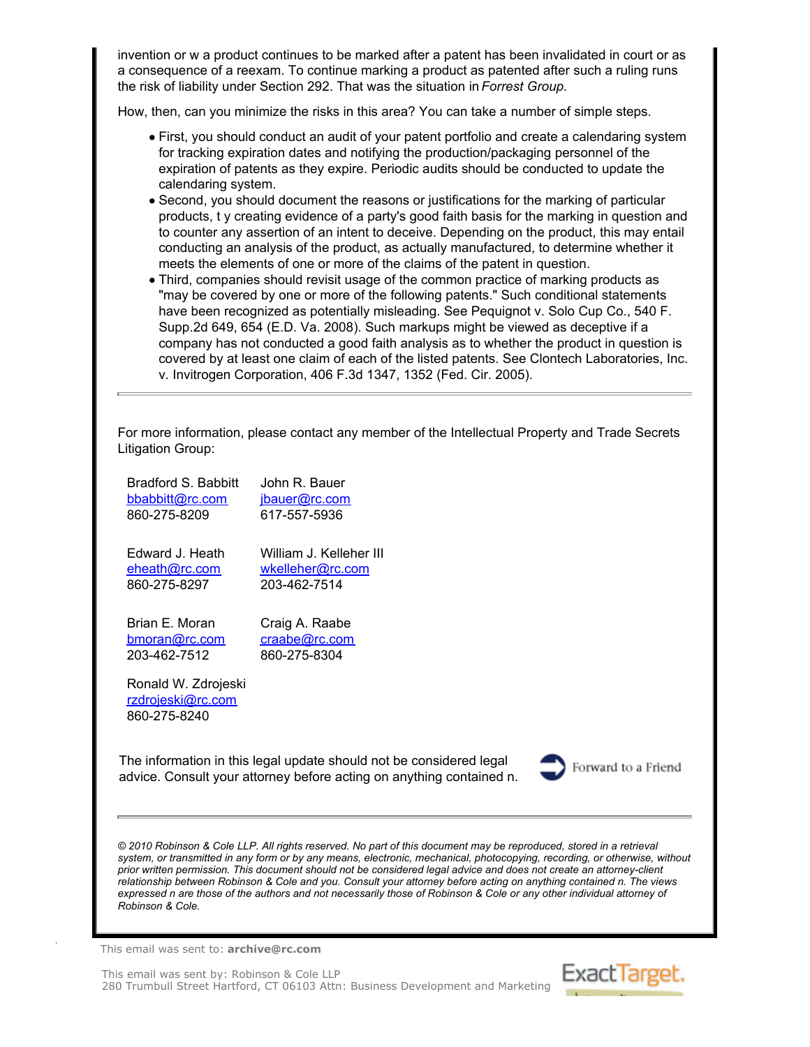invention or w a product continues to be marked after a patent has been invalidated in court or as a consequence of a reexam. To continue marking a product as patented after such a ruling runs the risk of liability under Section 292. That was the situation in *Forrest Group.*

How, then, can you minimize the risks in this area? You can take a number of simple steps.

- First, you should conduct an audit of your patent portfolio and create a calendaring system for tracking expiration dates and notifying the production/packaging personnel of the expiration of patents as they expire. Periodic audits should be conducted to update the calendaring system.
- Second, you should document the reasons or justifications for the marking of particular products, t y creating evidence of a party's good faith basis for the marking in question and to counter any assertion of an intent to deceive. Depending on the product, this may entail conducting an analysis of the product, as actually manufactured, to determine whether it meets the elements of one or more of the claims of the patent in question.
- Third, companies should revisit usage of the common practice of marking products as "may be covered by one or more of the following patents." Such conditional statements have been recognized as potentially misleading. See Pequignot v. Solo Cup Co., 540 F. Supp.2d 649, 654 (E.D. Va. 2008). Such markups might be viewed as deceptive if a company has not conducted a good faith analysis as to whether the product in question is covered by at least one claim of each of the listed patents. See Clontech Laboratories, Inc. v. Invitrogen Corporation, 406 F.3d 1347, 1352 (Fed. Cir. 2005).

---

For more information, please contact any member of the Intellectual Property and Trade Secrets Litigation Group:

Bradford S. Babbitt
bbabbitt@rc.com
860-275-8209

John R. Bauer
jbauer@rc.com
617-557-5936

Edward J. Heath
eheath@rc.com
860-275-8297

William J. Kelleher III
wkelleher@rc.com
203-462-7514

Brian E. Moran
bmoran@rc.com
203-462-7512

Craig A. Raabe
craabe@rc.com
860-275-8304

Ronald W. Zdrojeski
rzdrojeski@rc.com
860-275-8240

The information in this legal update should not be considered legal advice. Consult your attorney before acting on anything contained n.

Forward to a Friend

---

*© 2010 Robinson & Cole LLP. All rights reserved. No part of this document may be reproduced, stored in a retrieval system, or transmitted in any form or by any means, electronic, mechanical, photocopying, recording, or otherwise, without prior written permission. This document should not be considered legal advice and does not create an attorney-client relationship between Robinson & Cole and you. Consult your attorney before acting on anything contained n. The views expressed n are those of the authors and not necessarily those of Robinson & Cole or any other individual attorney of Robinson & Cole.*

This email was sent to: **archive@rc.com**

This email was sent by: Robinson & Cole LLP
280 Trumbull Street Hartford, CT 06103 Attn: Business Development and Marketing

ExactTarget.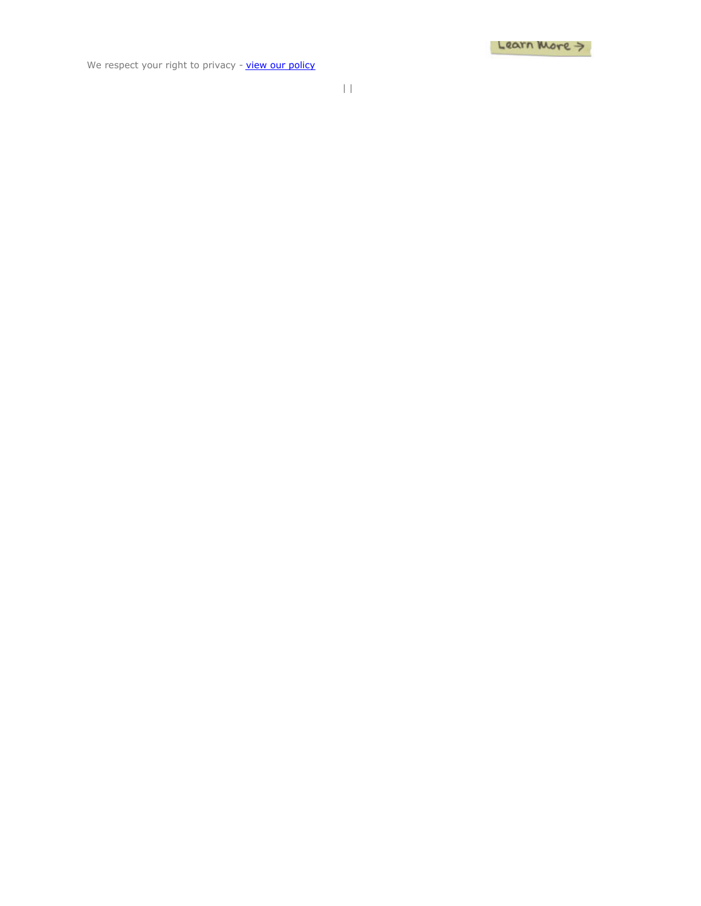Learn More →

We respect your right to privacy - [view our policy]

| |